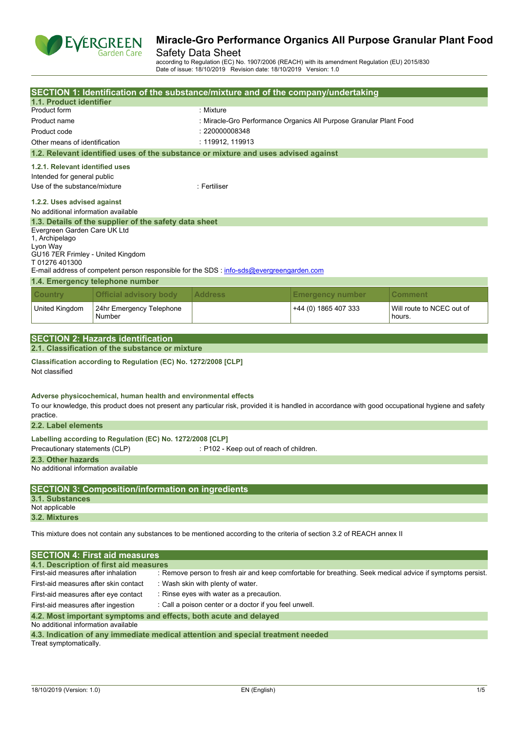# Miracle-Gro Performance Organics All Purpose Granular Plant Food

Safety Data Sheet

according to Regulation (EC) No. 1907/2006 (REACH) with its amendment Regulation (EU) 2015/830
Date of issue: 18/10/2019 Revision date: 18/10/2019 Version: 1.0

## SECTION 1: Identification of the substance/mixture and of the company/undertaking

### 1.1. Product identifier

| | |
|---|---|
| Product form | : Mixture |
| Product name | : Miracle-Gro Performance Organics All Purpose Granular Plant Food |
| Product code | : 220000008348 |
| Other means of identification | : 119912, 119913 |

### 1.2. Relevant identified uses of the substance or mixture and uses advised against

#### 1.2.1. Relevant identified uses

Intended for general public

Use of the substance/mixture : Fertiliser

#### 1.2.2. Uses advised against

No additional information available

### 1.3. Details of the supplier of the safety data sheet

Evergreen Garden Care UK Ltd
1, Archipelago
Lyon Way
GU16 7ER Frimley - United Kingdom
T 01276 401300

E-mail address of competent person responsible for the SDS : info-sds@evergreengarden.com

### 1.4. Emergency telephone number

| Country | Official advisory body | Address | Emergency number | Comment |
|---|---|---|---|---|
| United Kingdom | 24hr Emergency Telephone Number | | +44 (0) 1865 407 333 | Will route to NCEC out of hours. |

## SECTION 2: Hazards identification

### 2.1. Classification of the substance or mixture

**Classification according to Regulation (EC) No. 1272/2008 [CLP]**

Not classified

**Adverse physicochemical, human health and environmental effects**

To our knowledge, this product does not present any particular risk, provided it is handled in accordance with good occupational hygiene and safety practice.

### 2.2. Label elements

**Labelling according to Regulation (EC) No. 1272/2008 [CLP]**

Precautionary statements (CLP) : P102 - Keep out of reach of children.

### 2.3. Other hazards

No additional information available

## SECTION 3: Composition/information on ingredients

### 3.1. Substances

Not applicable

### 3.2. Mixtures

This mixture does not contain any substances to be mentioned according to the criteria of section 3.2 of REACH annex II

## SECTION 4: First aid measures

### 4.1. Description of first aid measures

| | |
|---|---|
| First-aid measures after inhalation | : Remove person to fresh air and keep comfortable for breathing. Seek medical advice if symptoms persist. |
| First-aid measures after skin contact | : Wash skin with plenty of water. |
| First-aid measures after eye contact | : Rinse eyes with water as a precaution. |
| First-aid measures after ingestion | : Call a poison center or a doctor if you feel unwell. |

### 4.2. Most important symptoms and effects, both acute and delayed

No additional information available

### 4.3. Indication of any immediate medical attention and special treatment needed

Treat symptomatically.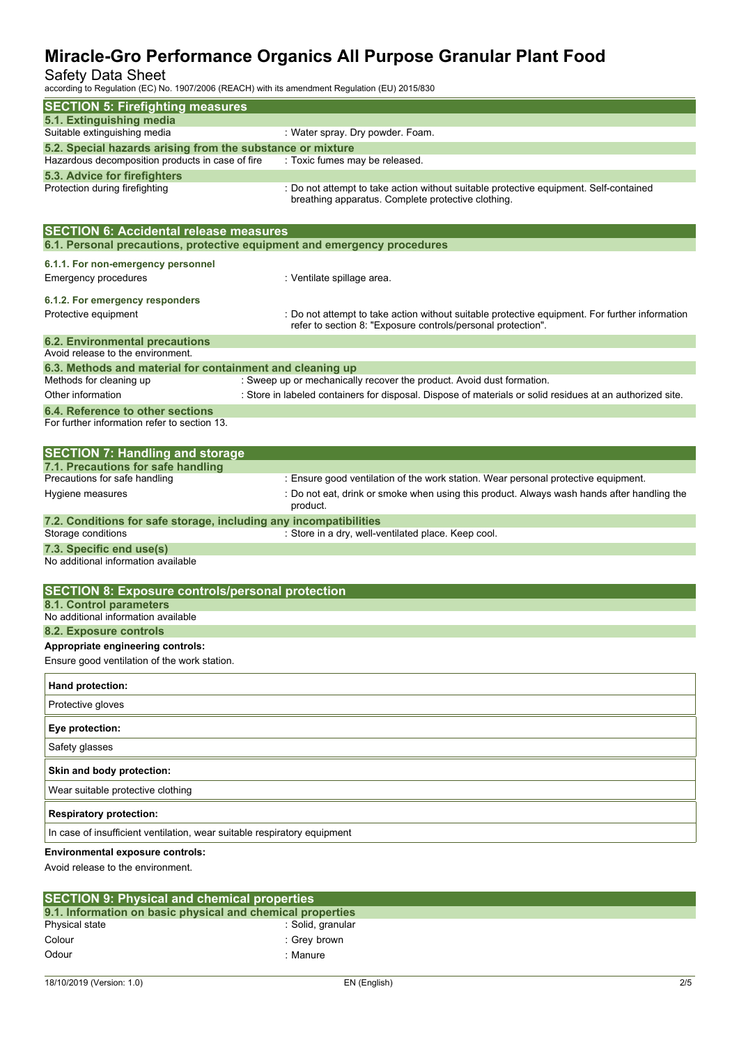## SECTION 5: Firefighting measures

### 5.1. Extinguishing media

Suitable extinguishing media : Water spray. Dry powder. Foam.

### 5.2. Special hazards arising from the substance or mixture

Hazardous decomposition products in case of fire : Toxic fumes may be released.

### 5.3. Advice for firefighters

Protection during firefighting : Do not attempt to take action without suitable protective equipment. Self-contained breathing apparatus. Complete protective clothing.

## SECTION 6: Accidental release measures

### 6.1. Personal precautions, protective equipment and emergency procedures

#### 6.1.1. For non-emergency personnel

Emergency procedures : Ventilate spillage area.

#### 6.1.2. For emergency responders

Protective equipment : Do not attempt to take action without suitable protective equipment. For further information refer to section 8: "Exposure controls/personal protection".

### 6.2. Environmental precautions

Avoid release to the environment.

### 6.3. Methods and material for containment and cleaning up

Methods for cleaning up : Sweep up or mechanically recover the product. Avoid dust formation.

Other information : Store in labeled containers for disposal. Dispose of materials or solid residues at an authorized site.

### 6.4. Reference to other sections

For further information refer to section 13.

## SECTION 7: Handling and storage

### 7.1. Precautions for safe handling

Precautions for safe handling : Ensure good ventilation of the work station. Wear personal protective equipment.

Hygiene measures : Do not eat, drink or smoke when using this product. Always wash hands after handling the product.

### 7.2. Conditions for safe storage, including any incompatibilities

Storage conditions : Store in a dry, well-ventilated place. Keep cool.

### 7.3. Specific end use(s)

No additional information available

## SECTION 8: Exposure controls/personal protection

### 8.1. Control parameters

No additional information available

### 8.2. Exposure controls

**Appropriate engineering controls:**

Ensure good ventilation of the work station.

| **Hand protection:** |
|---|
| Protective gloves |

| **Eye protection:** |
|---|
| Safety glasses |

| **Skin and body protection:** |
|---|
| Wear suitable protective clothing |

| **Respiratory protection:** |
|---|
| In case of insufficient ventilation, wear suitable respiratory equipment |

**Environmental exposure controls:**

Avoid release to the environment.

## SECTION 9: Physical and chemical properties

### 9.1. Information on basic physical and chemical properties

Physical state : Solid, granular

Colour : Grey brown

Odour : Manure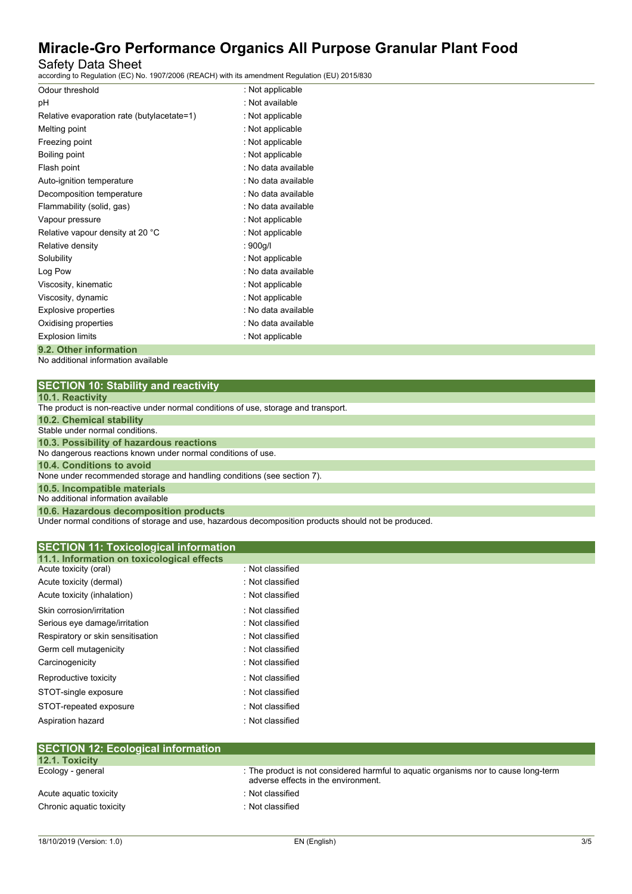| | |
|---|---|
| Odour threshold | : Not applicable |
| pH | : Not available |
| Relative evaporation rate (butylacetate=1) | : Not applicable |
| Melting point | : Not applicable |
| Freezing point | : Not applicable |
| Boiling point | : Not applicable |
| Flash point | : No data available |
| Auto-ignition temperature | : No data available |
| Decomposition temperature | : No data available |
| Flammability (solid, gas) | : No data available |
| Vapour pressure | : Not applicable |
| Relative vapour density at 20 °C | : Not applicable |
| Relative density | : 900g/l |
| Solubility | : Not applicable |
| Log Pow | : No data available |
| Viscosity, kinematic | : Not applicable |
| Viscosity, dynamic | : Not applicable |
| Explosive properties | : No data available |
| Oxidising properties | : No data available |
| Explosion limits | : Not applicable |

### 9.2. Other information

No additional information available

## SECTION 10: Stability and reactivity

### 10.1. Reactivity

The product is non-reactive under normal conditions of use, storage and transport.

### 10.2. Chemical stability

Stable under normal conditions.

### 10.3. Possibility of hazardous reactions

No dangerous reactions known under normal conditions of use.

### 10.4. Conditions to avoid

None under recommended storage and handling conditions (see section 7).

### 10.5. Incompatible materials

No additional information available

### 10.6. Hazardous decomposition products

Under normal conditions of storage and use, hazardous decomposition products should not be produced.

## SECTION 11: Toxicological information

### 11.1. Information on toxicological effects

| | |
|---|---|
| Acute toxicity (oral) | : Not classified |
| Acute toxicity (dermal) | : Not classified |
| Acute toxicity (inhalation) | : Not classified |
| Skin corrosion/irritation | : Not classified |
| Serious eye damage/irritation | : Not classified |
| Respiratory or skin sensitisation | : Not classified |
| Germ cell mutagenicity | : Not classified |
| Carcinogenicity | : Not classified |
| Reproductive toxicity | : Not classified |
| STOT-single exposure | : Not classified |
| STOT-repeated exposure | : Not classified |
| Aspiration hazard | : Not classified |

## SECTION 12: Ecological information

### 12.1. Toxicity

| | |
|---|---|
| Ecology - general | : The product is not considered harmful to aquatic organisms nor to cause long-term adverse effects in the environment. |
| Acute aquatic toxicity | : Not classified |
| Chronic aquatic toxicity | : Not classified |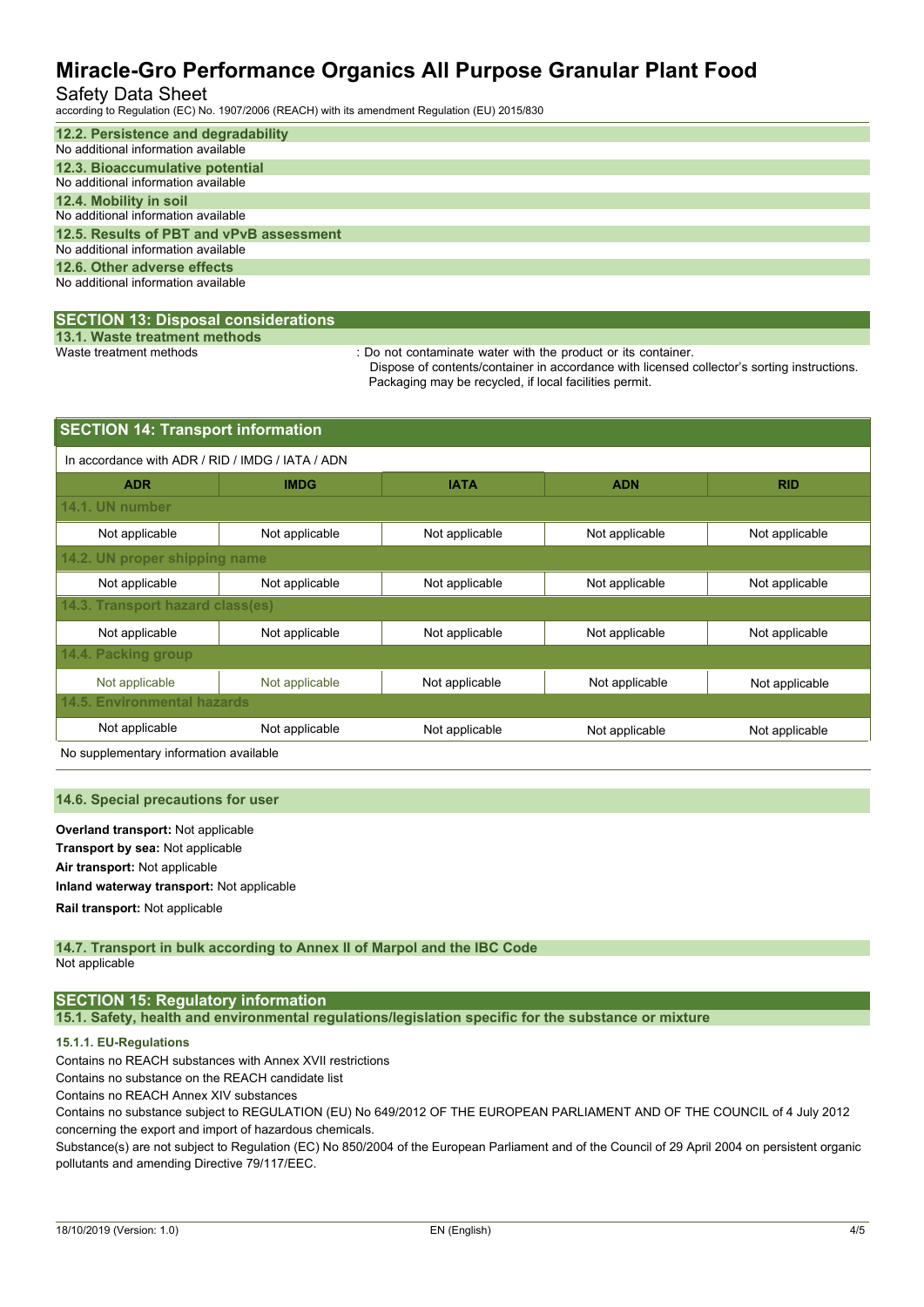### 12.2. Persistence and degradability

No additional information available

### 12.3. Bioaccumulative potential

No additional information available

### 12.4. Mobility in soil

No additional information available

### 12.5. Results of PBT and vPvB assessment

No additional information available

### 12.6. Other adverse effects

No additional information available

## SECTION 13: Disposal considerations

### 13.1. Waste treatment methods

Waste treatment methods : Do not contaminate water with the product or its container.
Dispose of contents/container in accordance with licensed collector's sorting instructions.
Packaging may be recycled, if local facilities permit.

## SECTION 14: Transport information

In accordance with ADR / RID / IMDG / IATA / ADN

| ADR | IMDG | IATA | ADN | RID |
|---|---|---|---|---|
| **14.1. UN number** | | | | |
| Not applicable | Not applicable | Not applicable | Not applicable | Not applicable |
| **14.2. UN proper shipping name** | | | | |
| Not applicable | Not applicable | Not applicable | Not applicable | Not applicable |
| **14.3. Transport hazard class(es)** | | | | |
| Not applicable | Not applicable | Not applicable | Not applicable | Not applicable |
| **14.4. Packing group** | | | | |
| Not applicable | Not applicable | Not applicable | Not applicable | Not applicable |
| **14.5. Environmental hazards** | | | | |
| Not applicable | Not applicable | Not applicable | Not applicable | Not applicable |

No supplementary information available

### 14.6. Special precautions for user

**Overland transport:** Not applicable

**Transport by sea:** Not applicable

**Air transport:** Not applicable

**Inland waterway transport:** Not applicable

**Rail transport:** Not applicable

### 14.7. Transport in bulk according to Annex II of Marpol and the IBC Code

Not applicable

## SECTION 15: Regulatory information

### 15.1. Safety, health and environmental regulations/legislation specific for the substance or mixture

#### 15.1.1. EU-Regulations

Contains no REACH substances with Annex XVII restrictions

Contains no substance on the REACH candidate list

Contains no REACH Annex XIV substances

Contains no substance subject to REGULATION (EU) No 649/2012 OF THE EUROPEAN PARLIAMENT AND OF THE COUNCIL of 4 July 2012 concerning the export and import of hazardous chemicals.

Substance(s) are not subject to Regulation (EC) No 850/2004 of the European Parliament and of the Council of 29 April 2004 on persistent organic pollutants and amending Directive 79/117/EEC.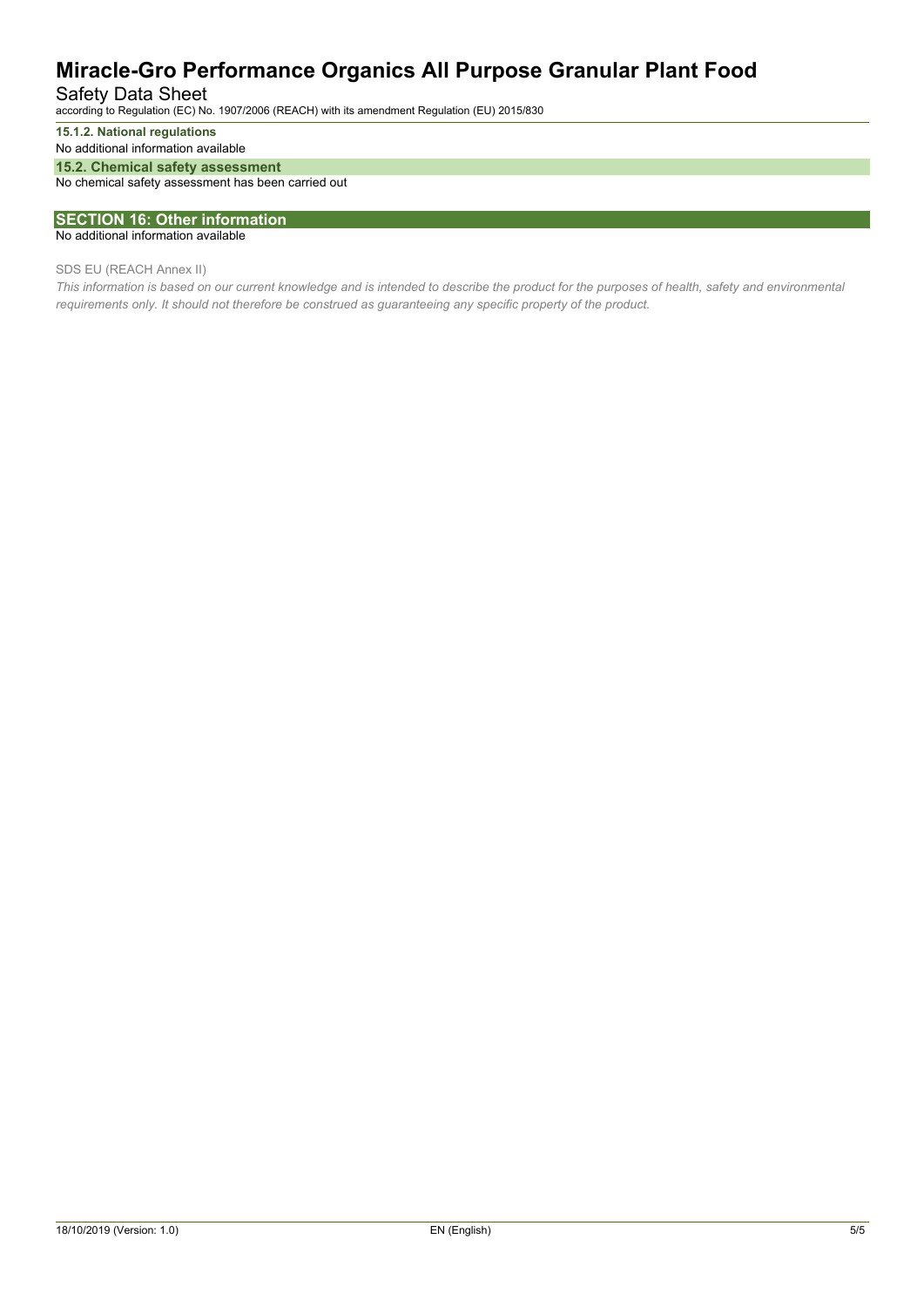#### 15.1.2. National regulations

No additional information available

### 15.2. Chemical safety assessment

No chemical safety assessment has been carried out

## SECTION 16: Other information

No additional information available

SDS EU (REACH Annex II)

*This information is based on our current knowledge and is intended to describe the product for the purposes of health, safety and environmental requirements only. It should not therefore be construed as guaranteeing any specific property of the product.*